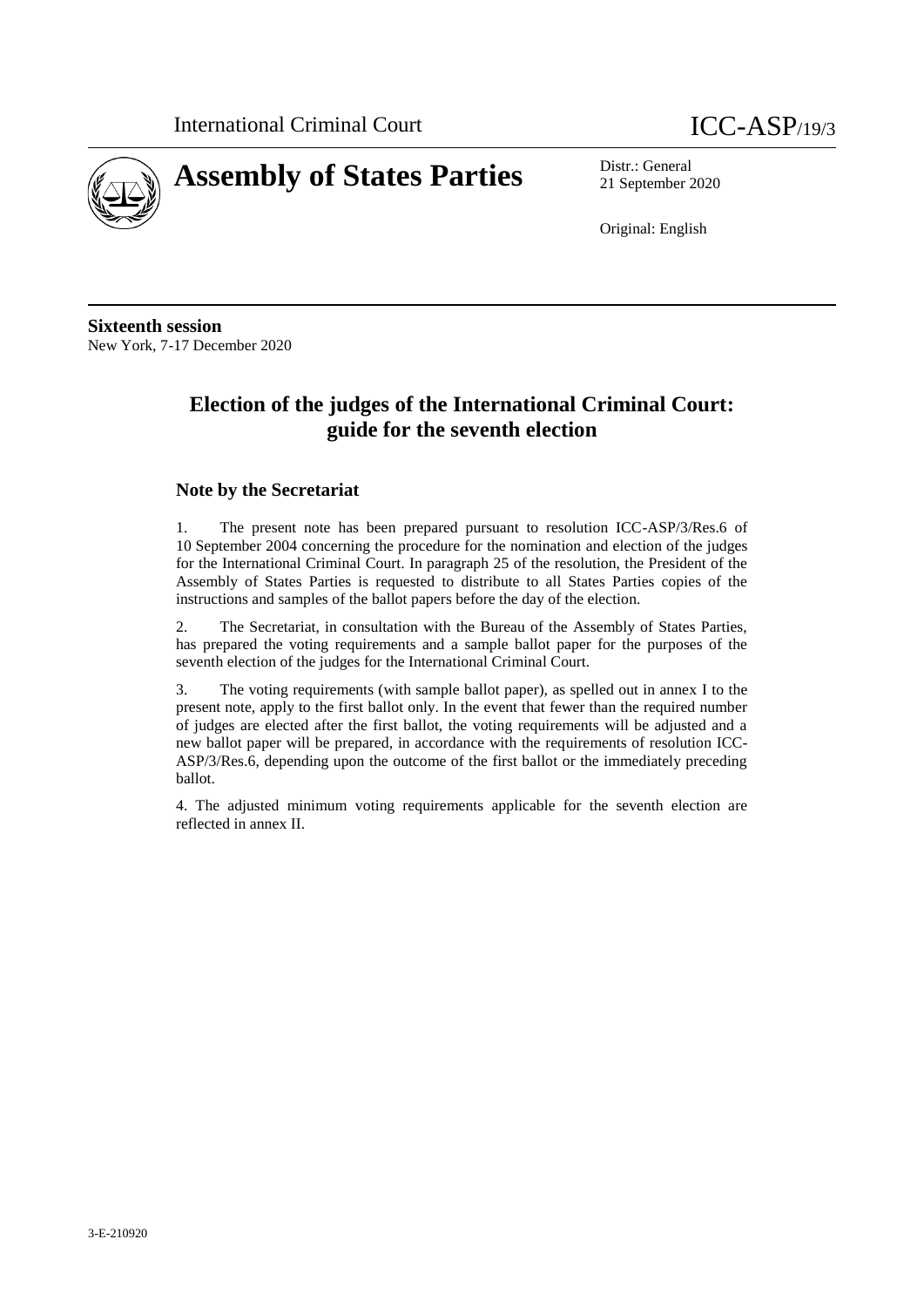International Criminal Court

ICC-ASP/19/3

# Assembly of States Parties

Distr.: General
21 September 2020

Original: English

**Sixteenth session**
New York, 7-17 December 2020

## Election of the judges of the International Criminal Court: guide for the seventh election

### Note by the Secretariat

1. The present note has been prepared pursuant to resolution ICC-ASP/3/Res.6 of 10 September 2004 concerning the procedure for the nomination and election of the judges for the International Criminal Court. In paragraph 25 of the resolution, the President of the Assembly of States Parties is requested to distribute to all States Parties copies of the instructions and samples of the ballot papers before the day of the election.

2. The Secretariat, in consultation with the Bureau of the Assembly of States Parties, has prepared the voting requirements and a sample ballot paper for the purposes of the seventh election of the judges for the International Criminal Court.

3. The voting requirements (with sample ballot paper), as spelled out in annex I to the present note, apply to the first ballot only. In the event that fewer than the required number of judges are elected after the first ballot, the voting requirements will be adjusted and a new ballot paper will be prepared, in accordance with the requirements of resolution ICC-ASP/3/Res.6, depending upon the outcome of the first ballot or the immediately preceding ballot.

4. The adjusted minimum voting requirements applicable for the seventh election are reflected in annex II.

3-E-210920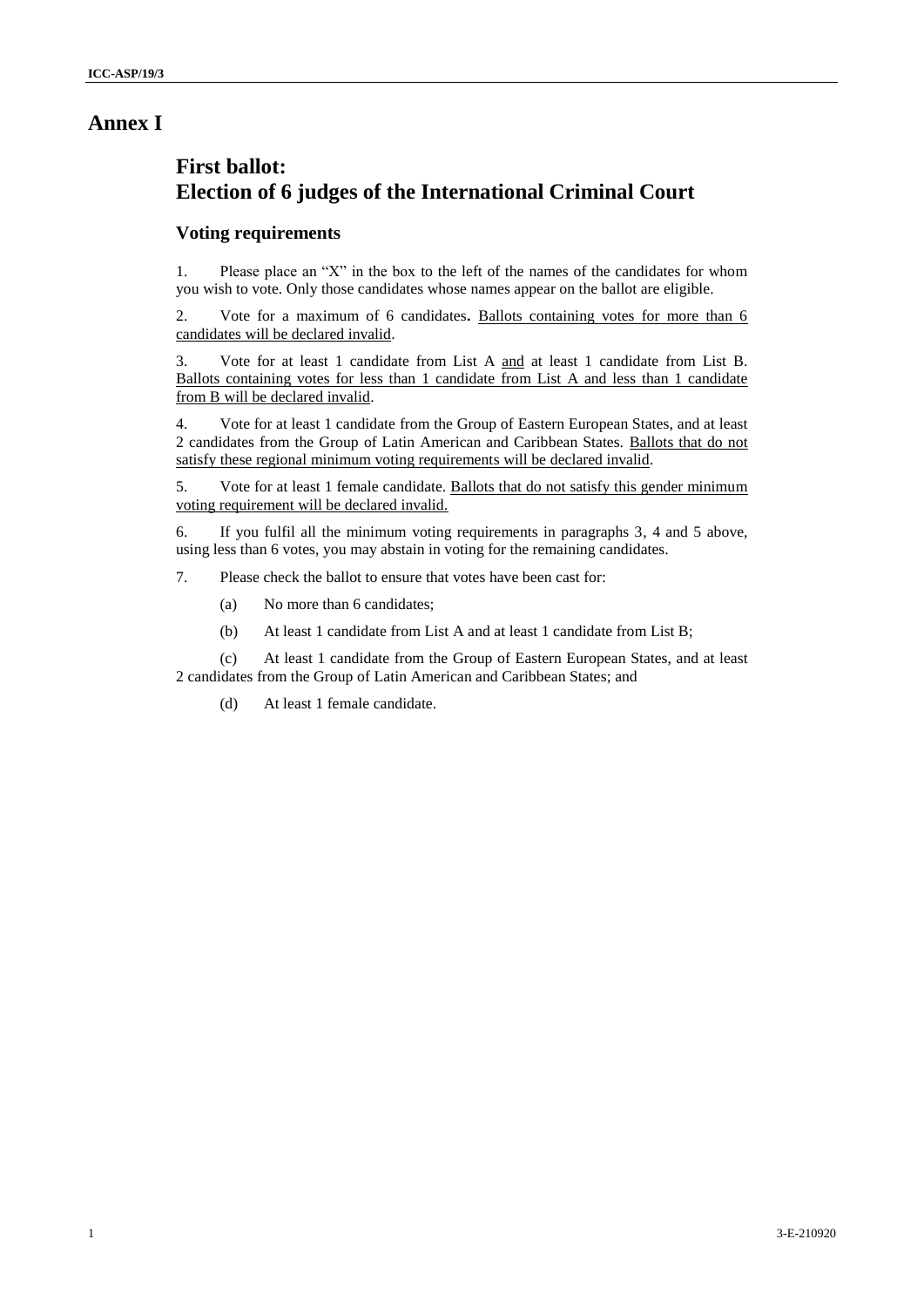# Annex I

## First ballot: Election of 6 judges of the International Criminal Court

### Voting requirements

1. Please place an "X" in the box to the left of the names of the candidates for whom you wish to vote. Only those candidates whose names appear on the ballot are eligible.

2. Vote for a maximum of 6 candidates**.** <u>Ballots containing votes for more than 6 candidates will be declared invalid</u>.

3. Vote for at least 1 candidate from List A <u>and</u> at least 1 candidate from List B. <u>Ballots containing votes for less than 1 candidate from List A and less than 1 candidate from B will be declared invalid</u>.

4. Vote for at least 1 candidate from the Group of Eastern European States, and at least 2 candidates from the Group of Latin American and Caribbean States. <u>Ballots that do not satisfy these regional minimum voting requirements will be declared invalid</u>.

5. Vote for at least 1 female candidate. <u>Ballots that do not satisfy this gender minimum voting requirement will be declared invalid.</u>

6. If you fulfil all the minimum voting requirements in paragraphs 3, 4 and 5 above, using less than 6 votes, you may abstain in voting for the remaining candidates.

7. Please check the ballot to ensure that votes have been cast for:

   (a) No more than 6 candidates;

   (b) At least 1 candidate from List A and at least 1 candidate from List B;

   (c) At least 1 candidate from the Group of Eastern European States, and at least 2 candidates from the Group of Latin American and Caribbean States; and

   (d) At least 1 female candidate.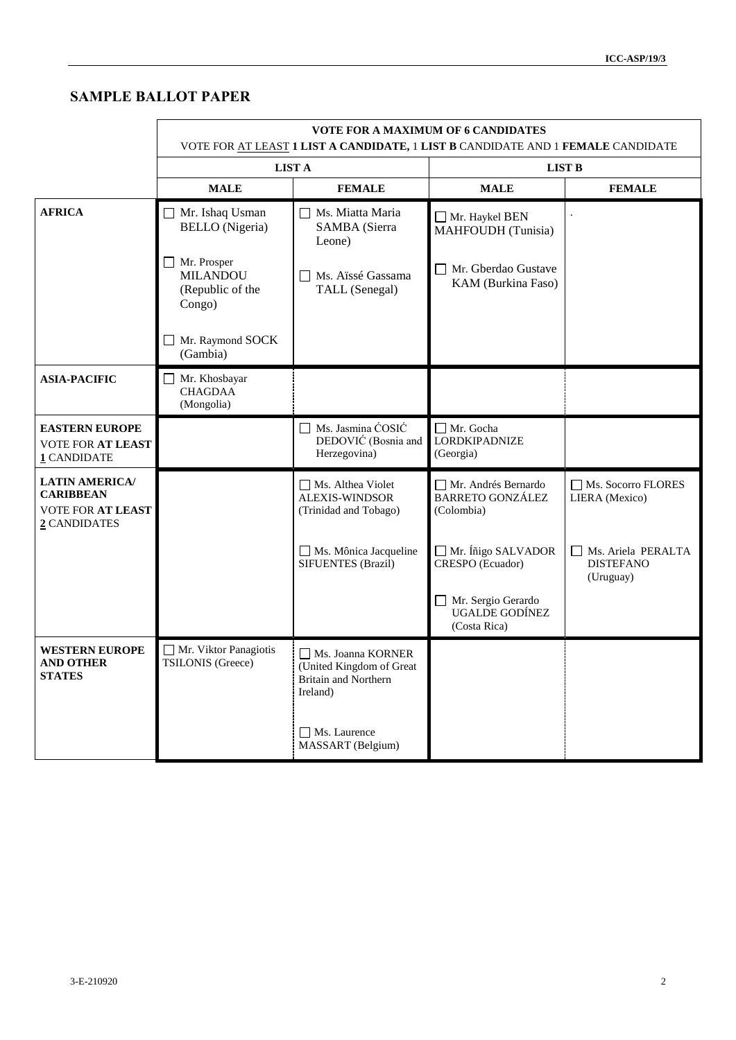## SAMPLE BALLOT PAPER

| | VOTE FOR A MAXIMUM OF 6 CANDIDATES<br>VOTE FOR AT LEAST **1 LIST A CANDIDATE,** 1 **LIST B** CANDIDATE AND 1 **FEMALE** CANDIDATE | | | |
|---|---|---|---|---|
| | **LIST A** | | **LIST B** | |
| | **MALE** | **FEMALE** | **MALE** | **FEMALE** |
| **AFRICA** | ☐ Mr. Ishaq Usman BELLO (Nigeria)<br>☐ Mr. Prosper MILANDOU (Republic of the Congo)<br>☐ Mr. Raymond SOCK (Gambia) | ☐ Ms. Miatta Maria SAMBA (Sierra Leone)<br>☐ Ms. Aïssé Gassama TALL (Senegal) | ☐ Mr. Haykel BEN MAHFOUDH (Tunisia)<br>☐ Mr. Gberdao Gustave KAM (Burkina Faso) | . |
| **ASIA-PACIFIC** | ☐ Mr. Khosbayar CHAGDAA (Mongolia) | | | |
| **EASTERN EUROPE**<br>VOTE FOR **AT LEAST** **1** CANDIDATE | | ☐ Ms. Jasmina ĆOSIĆ DEDOVIĆ (Bosnia and Herzegovina) | ☐ Mr. Gocha LORDKIPADNIZE (Georgia) | |
| **LATIN AMERICA/ CARIBBEAN**<br>VOTE FOR **AT LEAST** **2** CANDIDATES | | ☐ Ms. Althea Violet ALEXIS-WINDSOR (Trinidad and Tobago)<br>☐ Ms. Mônica Jacqueline SIFUENTES (Brazil) | ☐ Mr. Andrés Bernardo BARRETO GONZÁLEZ (Colombia)<br>☐ Mr. Íñigo SALVADOR CRESPO (Ecuador)<br>☐ Mr. Sergio Gerardo UGALDE GODÍNEZ (Costa Rica) | ☐ Ms. Socorro FLORES LIERA (Mexico)<br>☐ Ms. Ariela PERALTA DISTEFANO (Uruguay) |
| **WESTERN EUROPE AND OTHER STATES** | ☐ Mr. Viktor Panagiotis TSILONIS (Greece) | ☐ Ms. Joanna KORNER (United Kingdom of Great Britain and Northern Ireland)<br>☐ Ms. Laurence MASSART (Belgium) | | |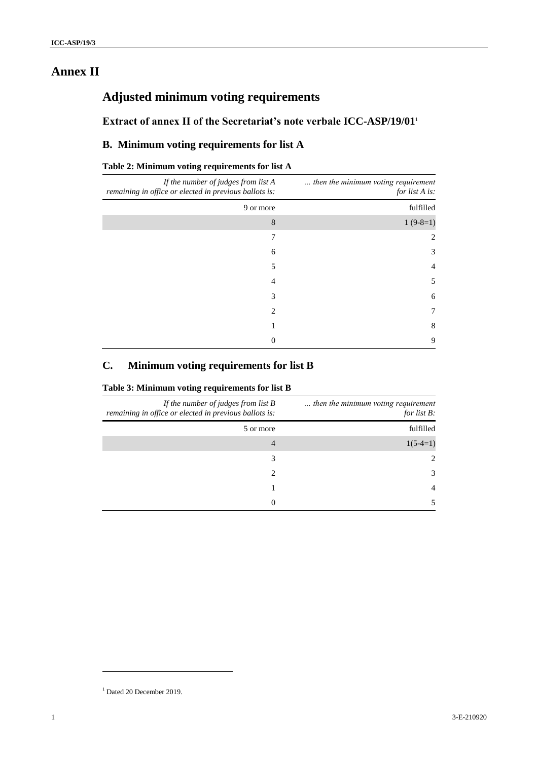# Annex II

## Adjusted minimum voting requirements

### Extract of annex II of the Secretariat's note verbale ICC-ASP/19/01[1]

### B. Minimum voting requirements for list A

**Table 2: Minimum voting requirements for list A**

| *If the number of judges from list A remaining in office or elected in previous ballots is:* | *... then the minimum voting requirement for list A is:* |
|---:|---:|
| 9 or more | fulfilled |
| 8 | 1 (9-8=1) |
| 7 | 2 |
| 6 | 3 |
| 5 | 4 |
| 4 | 5 |
| 3 | 6 |
| 2 | 7 |
| 1 | 8 |
| 0 | 9 |

### C. Minimum voting requirements for list B

**Table 3: Minimum voting requirements for list B**

| *If the number of judges from list B remaining in office or elected in previous ballots is:* | *... then the minimum voting requirement for list B:* |
|---:|---:|
| 5 or more | fulfilled |
| 4 | 1(5-4=1) |
| 3 | 2 |
| 2 | 3 |
| 1 | 4 |
| 0 | 5 |

[1] Dated 20 December 2019.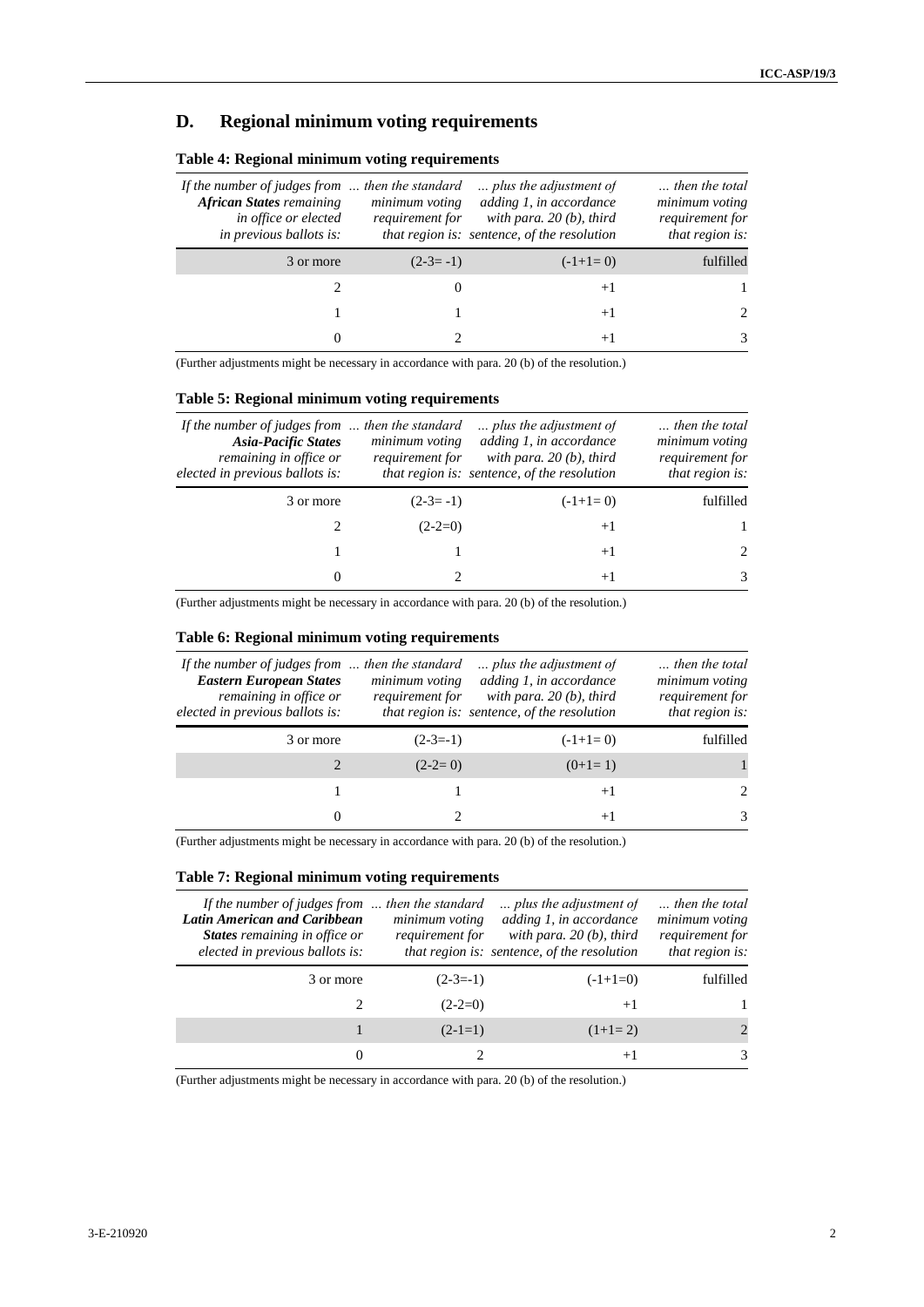## D. Regional minimum voting requirements

**Table 4: Regional minimum voting requirements**

| *If the number of judges from **African States** remaining in office or elected in previous ballots is:* | *… then the standard minimum voting requirement for that region is:* | *… plus the adjustment of adding 1, in accordance with para. 20 (b), third sentence, of the resolution* | *… then the total minimum voting requirement for that region is:* |
|---|---|---|---|
| 3 or more | (2-3= -1) | (-1+1= 0) | fulfilled |
| 2 | 0 | +1 | 1 |
| 1 | 1 | +1 | 2 |
| 0 | 2 | +1 | 3 |

(Further adjustments might be necessary in accordance with para. 20 (b) of the resolution.)

**Table 5: Regional minimum voting requirements**

| *If the number of judges from **Asia-Pacific States** remaining in office or elected in previous ballots is:* | *… then the standard minimum voting requirement for that region is:* | *… plus the adjustment of adding 1, in accordance with para. 20 (b), third sentence, of the resolution* | *… then the total minimum voting requirement for that region is:* |
|---|---|---|---|
| 3 or more | (2-3= -1) | (-1+1= 0) | fulfilled |
| 2 | (2-2=0) | +1 | 1 |
| 1 | 1 | +1 | 2 |
| 0 | 2 | +1 | 3 |

(Further adjustments might be necessary in accordance with para. 20 (b) of the resolution.)

**Table 6: Regional minimum voting requirements**

| *If the number of judges from **Eastern European States** remaining in office or elected in previous ballots is:* | *… then the standard minimum voting requirement for that region is:* | *… plus the adjustment of adding 1, in accordance with para. 20 (b), third sentence, of the resolution* | *… then the total minimum voting requirement for that region is:* |
|---|---|---|---|
| 3 or more | (2-3=-1) | (-1+1= 0) | fulfilled |
| 2 | (2-2= 0) | (0+1= 1) | 1 |
| 1 | 1 | +1 | 2 |
| 0 | 2 | +1 | 3 |

(Further adjustments might be necessary in accordance with para. 20 (b) of the resolution.)

**Table 7: Regional minimum voting requirements**

| *If the number of judges from **Latin American and Caribbean States** remaining in office or elected in previous ballots is:* | *… then the standard minimum voting requirement for that region is:* | *… plus the adjustment of adding 1, in accordance with para. 20 (b), third sentence, of the resolution* | *… then the total minimum voting requirement for that region is:* |
|---|---|---|---|
| 3 or more | (2-3=-1) | (-1+1=0) | fulfilled |
| 2 | (2-2=0) | +1 | 1 |
| 1 | (2-1=1) | (1+1= 2) | 2 |
| 0 | 2 | +1 | 3 |

(Further adjustments might be necessary in accordance with para. 20 (b) of the resolution.)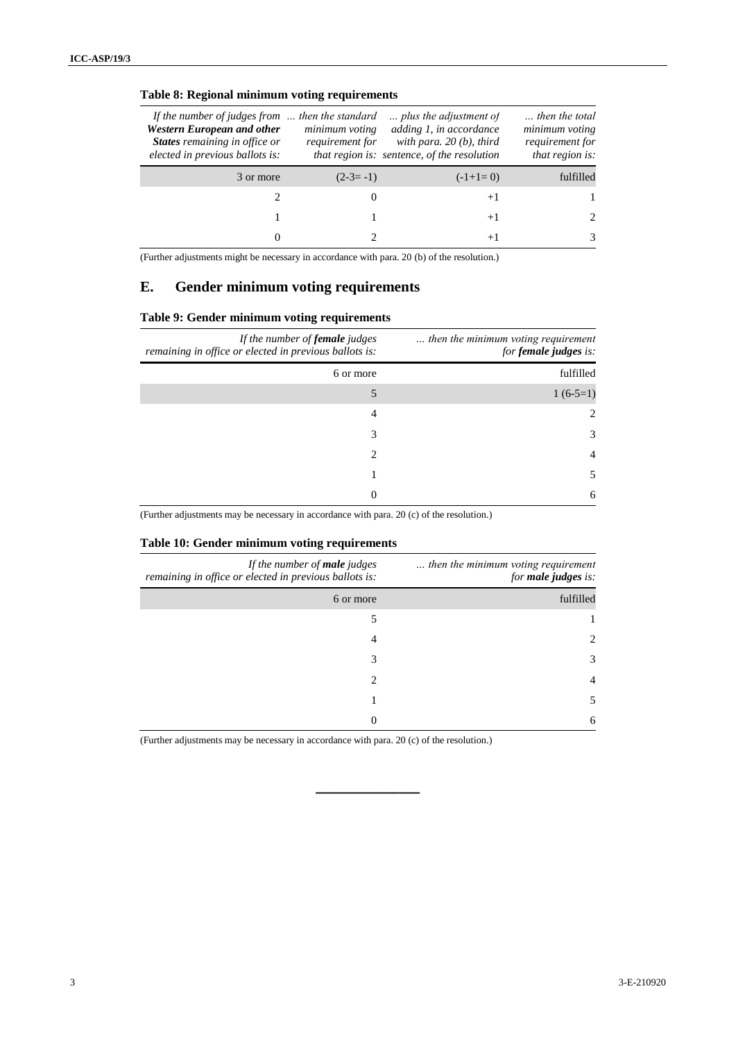**Table 8: Regional minimum voting requirements**

| *If the number of judges from **Western European and other States** remaining in office or elected in previous ballots is:* | *... then the standard minimum voting requirement for that region is:* | *... plus the adjustment of adding 1, in accordance with para. 20 (b), third sentence, of the resolution* | *... then the total minimum voting requirement for that region is:* |
|---|---|---|---|
| 3 or more | (2-3= -1) | (-1+1= 0) | fulfilled |
| 2 | 0 | +1 | 1 |
| 1 | 1 | +1 | 2 |
| 0 | 2 | +1 | 3 |

(Further adjustments might be necessary in accordance with para. 20 (b) of the resolution.)

## E. Gender minimum voting requirements

**Table 9: Gender minimum voting requirements**

| *If the number of **female** judges remaining in office or elected in previous ballots is:* | *... then the minimum voting requirement for **female judges** is:* |
|---|---|
| 6 or more | fulfilled |
| 5 | 1 (6-5=1) |
| 4 | 2 |
| 3 | 3 |
| 2 | 4 |
| 1 | 5 |
| 0 | 6 |

(Further adjustments may be necessary in accordance with para. 20 (c) of the resolution.)

**Table 10: Gender minimum voting requirements**

| *If the number of **male** judges remaining in office or elected in previous ballots is:* | *... then the minimum voting requirement for **male judges** is:* |
|---|---|
| 6 or more | fulfilled |
| 5 | 1 |
| 4 | 2 |
| 3 | 3 |
| 2 | 4 |
| 1 | 5 |
| 0 | 6 |

(Further adjustments may be necessary in accordance with para. 20 (c) of the resolution.)

---